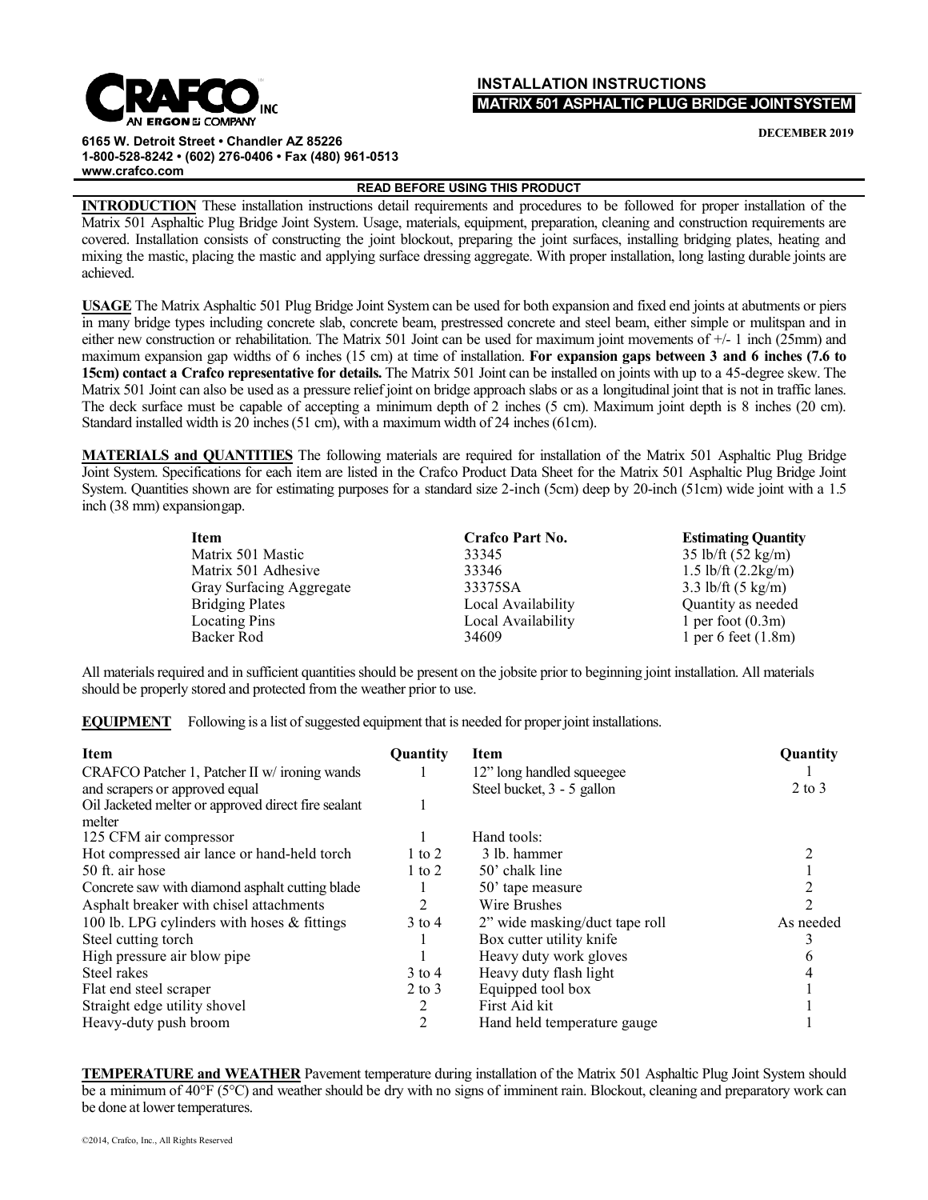**CRAFCO INC**
AN ERGON COMPANY

**6165 W. Detroit Street • Chandler AZ 85226**
**1-800-528-8242 • (602) 276-0406 • Fax (480) 961-0513**
**www.crafco.com**

# INSTALLATION INSTRUCTIONS
## MATRIX 501 ASPHALTIC PLUG BRIDGE JOINT SYSTEM

**DECEMBER 2019**

**READ BEFORE USING THIS PRODUCT**

**INTRODUCTION** These installation instructions detail requirements and procedures to be followed for proper installation of the Matrix 501 Asphaltic Plug Bridge Joint System. Usage, materials, equipment, preparation, cleaning and construction requirements are covered. Installation consists of constructing the joint blockout, preparing the joint surfaces, installing bridging plates, heating and mixing the mastic, placing the mastic and applying surface dressing aggregate. With proper installation, long lasting durable joints are achieved.

**USAGE** The Matrix Asphaltic 501 Plug Bridge Joint System can be used for both expansion and fixed end joints at abutments or piers in many bridge types including concrete slab, concrete beam, prestressed concrete and steel beam, either simple or mulitspan and in either new construction or rehabilitation. The Matrix 501 Joint can be used for maximum joint movements of +/- 1 inch (25mm) and maximum expansion gap widths of 6 inches (15 cm) at time of installation. **For expansion gaps between 3 and 6 inches (7.6 to 15cm) contact a Crafco representative for details.** The Matrix 501 Joint can be installed on joints with up to a 45-degree skew. The Matrix 501 Joint can also be used as a pressure relief joint on bridge approach slabs or as a longitudinal joint that is not in traffic lanes. The deck surface must be capable of accepting a minimum depth of 2 inches (5 cm). Maximum joint depth is 8 inches (20 cm). Standard installed width is 20 inches (51 cm), with a maximum width of 24 inches (61cm).

**MATERIALS and QUANTITIES** The following materials are required for installation of the Matrix 501 Asphaltic Plug Bridge Joint System. Specifications for each item are listed in the Crafco Product Data Sheet for the Matrix 501 Asphaltic Plug Bridge Joint System. Quantities shown are for estimating purposes for a standard size 2-inch (5cm) deep by 20-inch (51cm) wide joint with a 1.5 inch (38 mm) expansion gap.

| Item | Crafco Part No. | Estimating Quantity |
|---|---|---|
| Matrix 501 Mastic | 33345 | 35 lb/ft (52 kg/m) |
| Matrix 501 Adhesive | 33346 | 1.5 lb/ft (2.2kg/m) |
| Gray Surfacing Aggregate | 33375SA | 3.3 lb/ft (5 kg/m) |
| Bridging Plates | Local Availability | Quantity as needed |
| Locating Pins | Local Availability | 1 per foot (0.3m) |
| Backer Rod | 34609 | 1 per 6 feet (1.8m) |

All materials required and in sufficient quantities should be present on the jobsite prior to beginning joint installation. All materials should be properly stored and protected from the weather prior to use.

**EQUIPMENT** Following is a list of suggested equipment that is needed for proper joint installations.

| Item | Quantity | Item | Quantity |
|---|---|---|---|
| CRAFCO Patcher 1, Patcher II w/ ironing wands and scrapers or approved equal | 1 | 12" long handled squeegee | 1 |
| | | Steel bucket, 3 - 5 gallon | 2 to 3 |
| Oil Jacketed melter or approved direct fire sealant melter | 1 | | |
| 125 CFM air compressor | 1 | Hand tools: | |
| Hot compressed air lance or hand-held torch | 1 to 2 | 3 lb. hammer | 2 |
| 50 ft. air hose | 1 to 2 | 50' chalk line | 1 |
| Concrete saw with diamond asphalt cutting blade | 1 | 50' tape measure | 2 |
| Asphalt breaker with chisel attachments | 2 | Wire Brushes | 2 |
| 100 lb. LPG cylinders with hoses & fittings | 3 to 4 | 2" wide masking/duct tape roll | As needed |
| Steel cutting torch | 1 | Box cutter utility knife | 3 |
| High pressure air blow pipe | 1 | Heavy duty work gloves | 6 |
| Steel rakes | 3 to 4 | Heavy duty flash light | 4 |
| Flat end steel scraper | 2 to 3 | Equipped tool box | 1 |
| Straight edge utility shovel | 2 | First Aid kit | 1 |
| Heavy-duty push broom | 2 | Hand held temperature gauge | 1 |

**TEMPERATURE and WEATHER** Pavement temperature during installation of the Matrix 501 Asphaltic Plug Joint System should be a minimum of 40°F (5°C) and weather should be dry with no signs of imminent rain. Blockout, cleaning and preparatory work can be done at lower temperatures.

©2014, Crafco, Inc., All Rights Reserved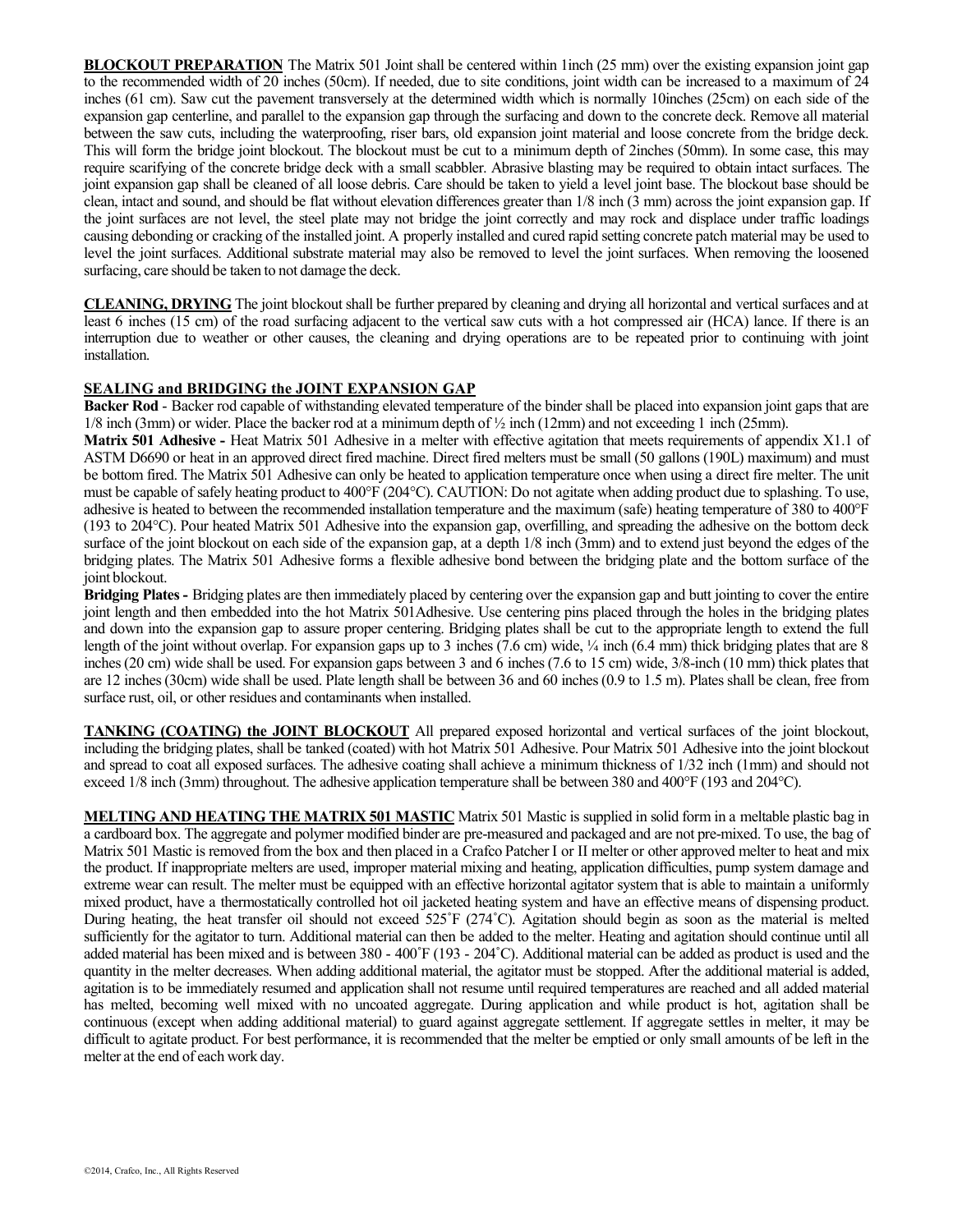**BLOCKOUT PREPARATION** The Matrix 501 Joint shall be centered within 1inch (25 mm) over the existing expansion joint gap to the recommended width of 20 inches (50cm). If needed, due to site conditions, joint width can be increased to a maximum of 24 inches (61 cm). Saw cut the pavement transversely at the determined width which is normally 10inches (25cm) on each side of the expansion gap centerline, and parallel to the expansion gap through the surfacing and down to the concrete deck. Remove all material between the saw cuts, including the waterproofing, riser bars, old expansion joint material and loose concrete from the bridge deck. This will form the bridge joint blockout. The blockout must be cut to a minimum depth of 2inches (50mm). In some case, this may require scarifying of the concrete bridge deck with a small scabbler. Abrasive blasting may be required to obtain intact surfaces. The joint expansion gap shall be cleaned of all loose debris. Care should be taken to yield a level joint base. The blockout base should be clean, intact and sound, and should be flat without elevation differences greater than 1/8 inch (3 mm) across the joint expansion gap. If the joint surfaces are not level, the steel plate may not bridge the joint correctly and may rock and displace under traffic loadings causing debonding or cracking of the installed joint. A properly installed and cured rapid setting concrete patch material may be used to level the joint surfaces. Additional substrate material may also be removed to level the joint surfaces. When removing the loosened surfacing, care should be taken to not damage the deck.

**CLEANING, DRYING** The joint blockout shall be further prepared by cleaning and drying all horizontal and vertical surfaces and at least 6 inches (15 cm) of the road surfacing adjacent to the vertical saw cuts with a hot compressed air (HCA) lance. If there is an interruption due to weather or other causes, the cleaning and drying operations are to be repeated prior to continuing with joint installation.

**SEALING and BRIDGING the JOINT EXPANSION GAP**

**Backer Rod** - Backer rod capable of withstanding elevated temperature of the binder shall be placed into expansion joint gaps that are 1/8 inch (3mm) or wider. Place the backer rod at a minimum depth of ½ inch (12mm) and not exceeding 1 inch (25mm).

**Matrix 501 Adhesive -** Heat Matrix 501 Adhesive in a melter with effective agitation that meets requirements of appendix X1.1 of ASTM D6690 or heat in an approved direct fired machine. Direct fired melters must be small (50 gallons (190L) maximum) and must be bottom fired. The Matrix 501 Adhesive can only be heated to application temperature once when using a direct fire melter. The unit must be capable of safely heating product to 400°F (204°C). CAUTION: Do not agitate when adding product due to splashing. To use, adhesive is heated to between the recommended installation temperature and the maximum (safe) heating temperature of 380 to 400°F (193 to 204°C). Pour heated Matrix 501 Adhesive into the expansion gap, overfilling, and spreading the adhesive on the bottom deck surface of the joint blockout on each side of the expansion gap, at a depth 1/8 inch (3mm) and to extend just beyond the edges of the bridging plates. The Matrix 501 Adhesive forms a flexible adhesive bond between the bridging plate and the bottom surface of the joint blockout.

**Bridging Plates -** Bridging plates are then immediately placed by centering over the expansion gap and butt jointing to cover the entire joint length and then embedded into the hot Matrix 501Adhesive. Use centering pins placed through the holes in the bridging plates and down into the expansion gap to assure proper centering. Bridging plates shall be cut to the appropriate length to extend the full length of the joint without overlap. For expansion gaps up to 3 inches (7.6 cm) wide, ¼ inch (6.4 mm) thick bridging plates that are 8 inches (20 cm) wide shall be used. For expansion gaps between 3 and 6 inches (7.6 to 15 cm) wide, 3/8-inch (10 mm) thick plates that are 12 inches (30cm) wide shall be used. Plate length shall be between 36 and 60 inches (0.9 to 1.5 m). Plates shall be clean, free from surface rust, oil, or other residues and contaminants when installed.

**TANKING (COATING) the JOINT BLOCKOUT** All prepared exposed horizontal and vertical surfaces of the joint blockout, including the bridging plates, shall be tanked (coated) with hot Matrix 501 Adhesive. Pour Matrix 501 Adhesive into the joint blockout and spread to coat all exposed surfaces. The adhesive coating shall achieve a minimum thickness of 1/32 inch (1mm) and should not exceed 1/8 inch (3mm) throughout. The adhesive application temperature shall be between 380 and 400°F (193 and 204°C).

**MELTING AND HEATING THE MATRIX 501 MASTIC** Matrix 501 Mastic is supplied in solid form in a meltable plastic bag in a cardboard box. The aggregate and polymer modified binder are pre-measured and packaged and are not pre-mixed. To use, the bag of Matrix 501 Mastic is removed from the box and then placed in a Crafco Patcher I or II melter or other approved melter to heat and mix the product. If inappropriate melters are used, improper material mixing and heating, application difficulties, pump system damage and extreme wear can result. The melter must be equipped with an effective horizontal agitator system that is able to maintain a uniformly mixed product, have a thermostatically controlled hot oil jacketed heating system and have an effective means of dispensing product. During heating, the heat transfer oil should not exceed 525˚F (274˚C). Agitation should begin as soon as the material is melted sufficiently for the agitator to turn. Additional material can then be added to the melter. Heating and agitation should continue until all added material has been mixed and is between 380 - 400˚F (193 - 204˚C). Additional material can be added as product is used and the quantity in the melter decreases. When adding additional material, the agitator must be stopped. After the additional material is added, agitation is to be immediately resumed and application shall not resume until required temperatures are reached and all added material has melted, becoming well mixed with no uncoated aggregate. During application and while product is hot, agitation shall be continuous (except when adding additional material) to guard against aggregate settlement. If aggregate settles in melter, it may be difficult to agitate product. For best performance, it is recommended that the melter be emptied or only small amounts of be left in the melter at the end of each work day.

©2014, Crafco, Inc., All Rights Reserved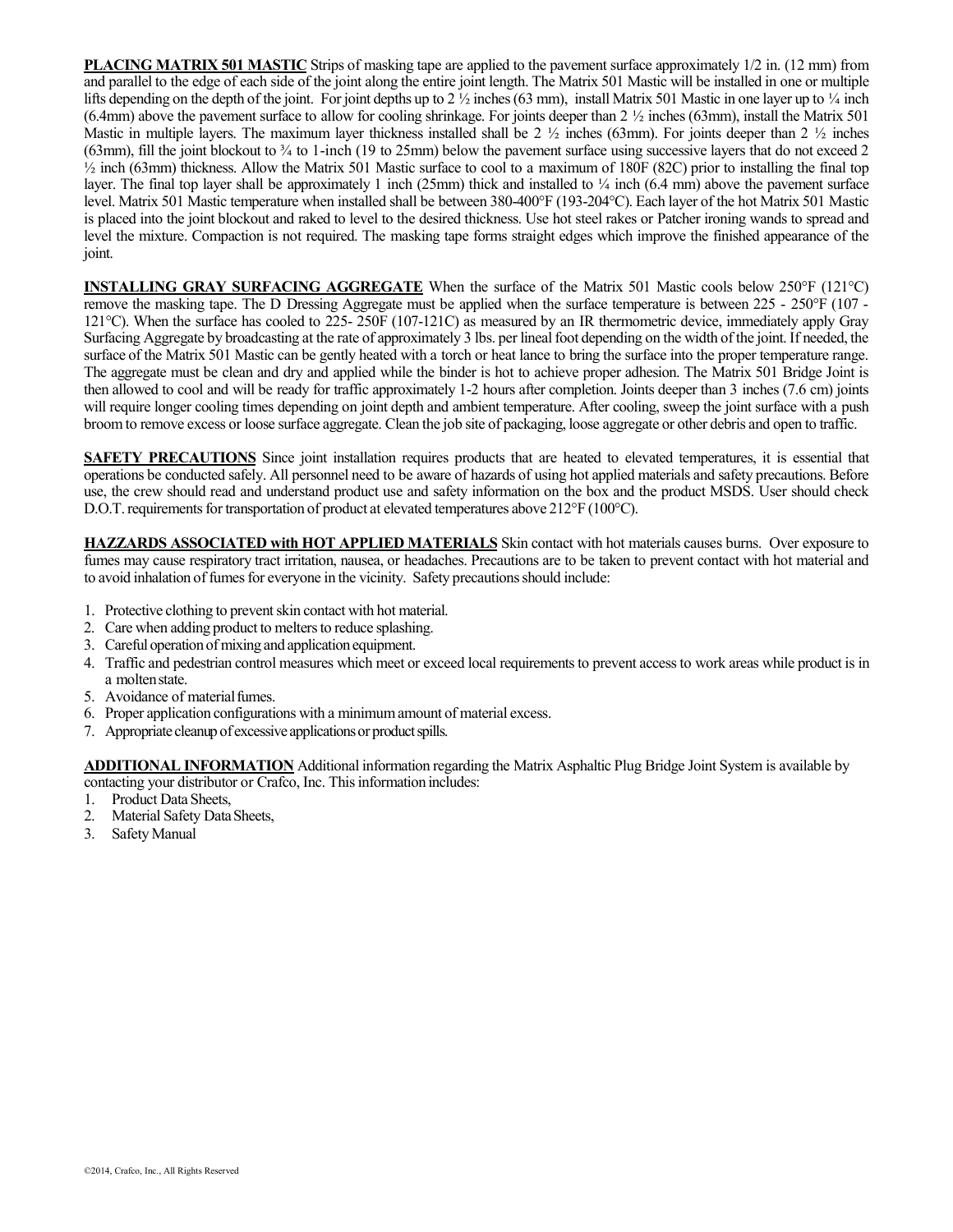**PLACING MATRIX 501 MASTIC** Strips of masking tape are applied to the pavement surface approximately 1/2 in. (12 mm) from and parallel to the edge of each side of the joint along the entire joint length. The Matrix 501 Mastic will be installed in one or multiple lifts depending on the depth of the joint. For joint depths up to 2 ½ inches (63 mm), install Matrix 501 Mastic in one layer up to ¼ inch (6.4mm) above the pavement surface to allow for cooling shrinkage. For joints deeper than 2 ½ inches (63mm), install the Matrix 501 Mastic in multiple layers. The maximum layer thickness installed shall be 2 ½ inches (63mm). For joints deeper than 2 ½ inches (63mm), fill the joint blockout to ¾ to 1-inch (19 to 25mm) below the pavement surface using successive layers that do not exceed 2 ½ inch (63mm) thickness. Allow the Matrix 501 Mastic surface to cool to a maximum of 180F (82C) prior to installing the final top layer. The final top layer shall be approximately 1 inch (25mm) thick and installed to ¼ inch (6.4 mm) above the pavement surface level. Matrix 501 Mastic temperature when installed shall be between 380-400°F (193-204°C). Each layer of the hot Matrix 501 Mastic is placed into the joint blockout and raked to level to the desired thickness. Use hot steel rakes or Patcher ironing wands to spread and level the mixture. Compaction is not required. The masking tape forms straight edges which improve the finished appearance of the joint.

**INSTALLING GRAY SURFACING AGGREGATE** When the surface of the Matrix 501 Mastic cools below 250°F (121°C) remove the masking tape. The D Dressing Aggregate must be applied when the surface temperature is between 225 - 250°F (107 - 121°C). When the surface has cooled to 225- 250F (107-121C) as measured by an IR thermometric device, immediately apply Gray Surfacing Aggregate by broadcasting at the rate of approximately 3 lbs. per lineal foot depending on the width of the joint. If needed, the surface of the Matrix 501 Mastic can be gently heated with a torch or heat lance to bring the surface into the proper temperature range. The aggregate must be clean and dry and applied while the binder is hot to achieve proper adhesion. The Matrix 501 Bridge Joint is then allowed to cool and will be ready for traffic approximately 1-2 hours after completion. Joints deeper than 3 inches (7.6 cm) joints will require longer cooling times depending on joint depth and ambient temperature. After cooling, sweep the joint surface with a push broom to remove excess or loose surface aggregate. Clean the job site of packaging, loose aggregate or other debris and open to traffic.

**SAFETY PRECAUTIONS** Since joint installation requires products that are heated to elevated temperatures, it is essential that operations be conducted safely. All personnel need to be aware of hazards of using hot applied materials and safety precautions. Before use, the crew should read and understand product use and safety information on the box and the product MSDS. User should check D.O.T. requirements for transportation of product at elevated temperatures above 212°F (100°C).

**HAZZARDS ASSOCIATED with HOT APPLIED MATERIALS** Skin contact with hot materials causes burns. Over exposure to fumes may cause respiratory tract irritation, nausea, or headaches. Precautions are to be taken to prevent contact with hot material and to avoid inhalation of fumes for everyone in the vicinity. Safety precautions should include:

1. Protective clothing to prevent skin contact with hot material.
2. Care when adding product to melters to reduce splashing.
3. Careful operation of mixing and application equipment.
4. Traffic and pedestrian control measures which meet or exceed local requirements to prevent access to work areas while product is in a molten state.
5. Avoidance of material fumes.
6. Proper application configurations with a minimum amount of material excess.
7. Appropriate cleanup of excessive applications or product spills.

**ADDITIONAL INFORMATION** Additional information regarding the Matrix Asphaltic Plug Bridge Joint System is available by contacting your distributor or Crafco, Inc. This information includes:

1. Product Data Sheets,
2. Material Safety Data Sheets,
3. Safety Manual

©2014, Crafco, Inc., All Rights Reserved